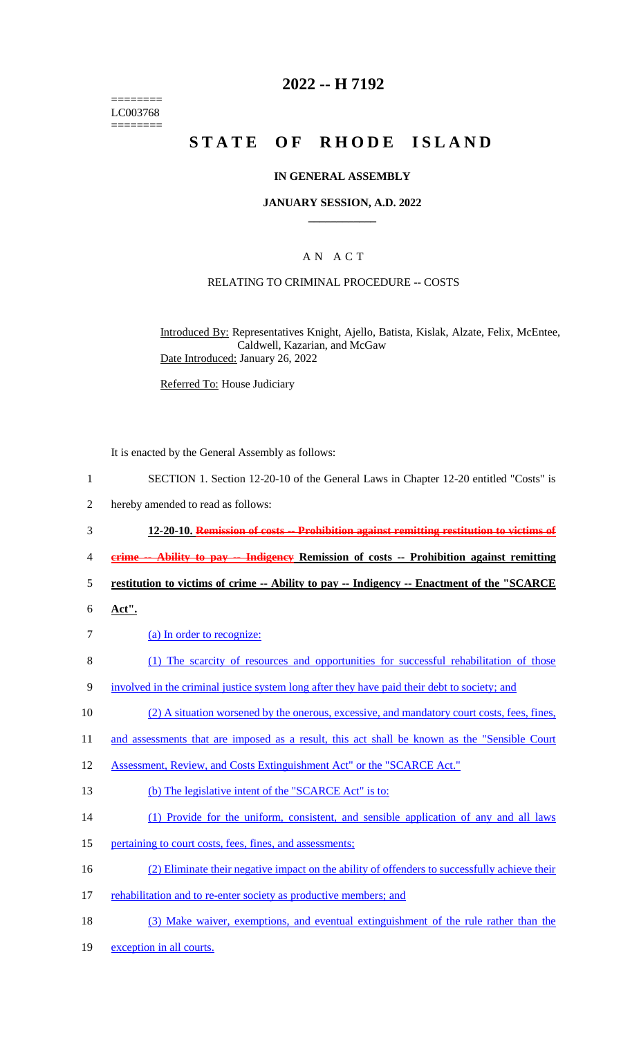========
LC003768
========

# 2022 -- H 7192

# STATE OF RHODE ISLAND

## IN GENERAL ASSEMBLY

### JANUARY SESSION, A.D. 2022

---

### A N A C T

RELATING TO CRIMINAL PROCEDURE -- COSTS

Introduced By: Representatives Knight, Ajello, Batista, Kislak, Alzate, Felix, McEntee, Caldwell, Kazarian, and McGaw

Date Introduced: January 26, 2022

Referred To: House Judiciary

It is enacted by the General Assembly as follows:

1 SECTION 1. Section 12-20-10 of the General Laws in Chapter 12-20 entitled "Costs" is
2 hereby amended to read as follows:

3 **12-20-10. ~~Remission of costs -- Prohibition against remitting restitution to victims of~~**
4 **~~crime -- Ability to pay -- Indigency~~ Remission of costs -- Prohibition against remitting**
5 **restitution to victims of crime -- Ability to pay -- Indigency -- Enactment of the "SCARCE**
6 **Act".**

7 (a) In order to recognize:

8 (1) The scarcity of resources and opportunities for successful rehabilitation of those
9 involved in the criminal justice system long after they have paid their debt to society; and

10 (2) A situation worsened by the onerous, excessive, and mandatory court costs, fees, fines,
11 and assessments that are imposed as a result, this act shall be known as the "Sensible Court
12 Assessment, Review, and Costs Extinguishment Act" or the "SCARCE Act."

13 (b) The legislative intent of the "SCARCE Act" is to:

14 (1) Provide for the uniform, consistent, and sensible application of any and all laws
15 pertaining to court costs, fees, fines, and assessments;

16 (2) Eliminate their negative impact on the ability of offenders to successfully achieve their
17 rehabilitation and to re-enter society as productive members; and

18 (3) Make waiver, exemptions, and eventual extinguishment of the rule rather than the
19 exception in all courts.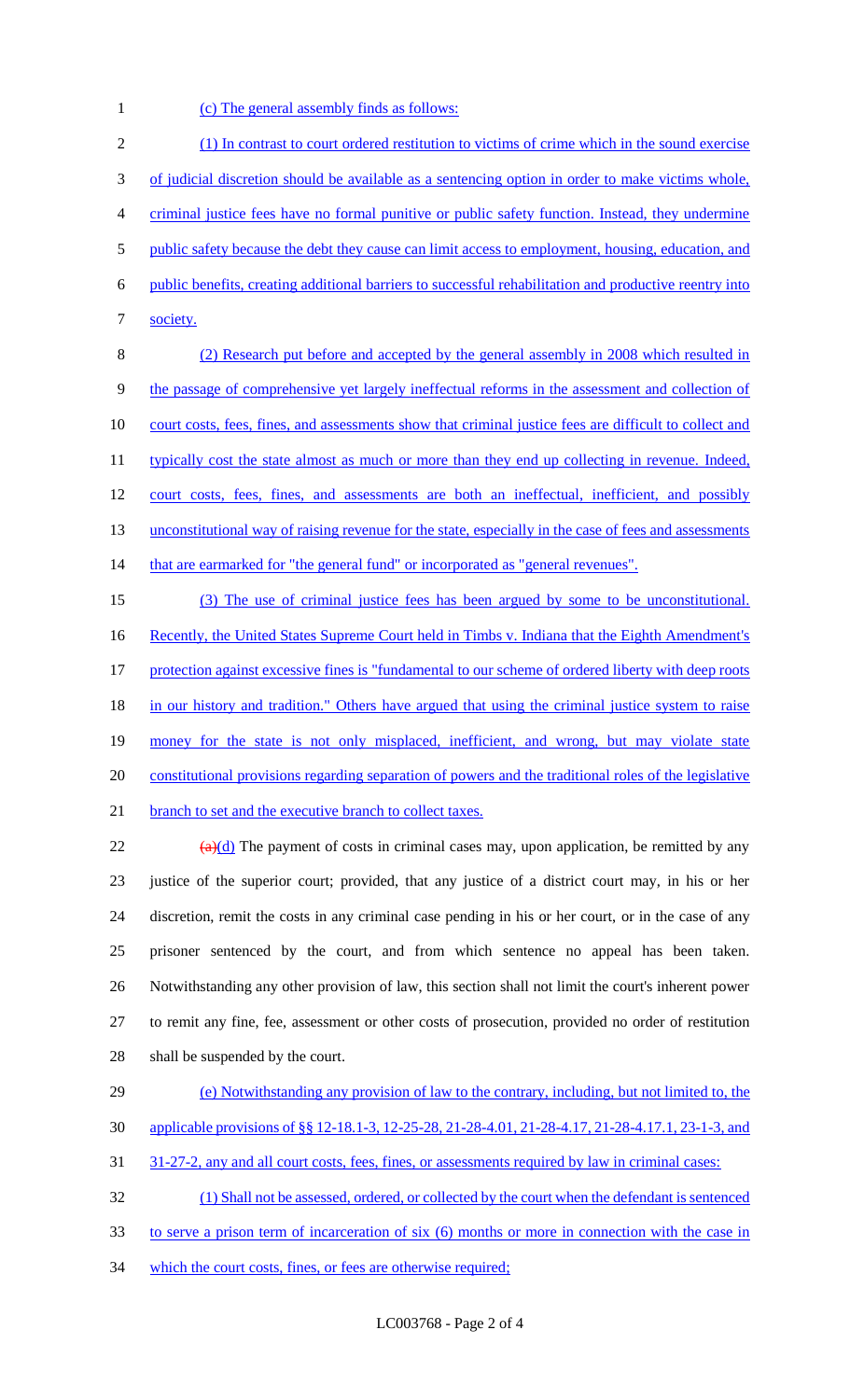(c) The general assembly finds as follows:

(1) In contrast to court ordered restitution to victims of crime which in the sound exercise of judicial discretion should be available as a sentencing option in order to make victims whole, criminal justice fees have no formal punitive or public safety function. Instead, they undermine public safety because the debt they cause can limit access to employment, housing, education, and public benefits, creating additional barriers to successful rehabilitation and productive reentry into society.

(2) Research put before and accepted by the general assembly in 2008 which resulted in the passage of comprehensive yet largely ineffectual reforms in the assessment and collection of court costs, fees, fines, and assessments show that criminal justice fees are difficult to collect and typically cost the state almost as much or more than they end up collecting in revenue. Indeed, court costs, fees, fines, and assessments are both an ineffectual, inefficient, and possibly unconstitutional way of raising revenue for the state, especially in the case of fees and assessments that are earmarked for "the general fund" or incorporated as "general revenues".

(3) The use of criminal justice fees has been argued by some to be unconstitutional. Recently, the United States Supreme Court held in Timbs v. Indiana that the Eighth Amendment's protection against excessive fines is "fundamental to our scheme of ordered liberty with deep roots in our history and tradition." Others have argued that using the criminal justice system to raise money for the state is not only misplaced, inefficient, and wrong, but may violate state constitutional provisions regarding separation of powers and the traditional roles of the legislative branch to set and the executive branch to collect taxes.

~~(a)~~(d) The payment of costs in criminal cases may, upon application, be remitted by any justice of the superior court; provided, that any justice of a district court may, in his or her discretion, remit the costs in any criminal case pending in his or her court, or in the case of any prisoner sentenced by the court, and from which sentence no appeal has been taken. Notwithstanding any other provision of law, this section shall not limit the court's inherent power to remit any fine, fee, assessment or other costs of prosecution, provided no order of restitution shall be suspended by the court.

(e) Notwithstanding any provision of law to the contrary, including, but not limited to, the applicable provisions of §§ 12-18.1-3, 12-25-28, 21-28-4.01, 21-28-4.17, 21-28-4.17.1, 23-1-3, and 31-27-2, any and all court costs, fees, fines, or assessments required by law in criminal cases:

(1) Shall not be assessed, ordered, or collected by the court when the defendant is sentenced to serve a prison term of incarceration of six (6) months or more in connection with the case in which the court costs, fines, or fees are otherwise required;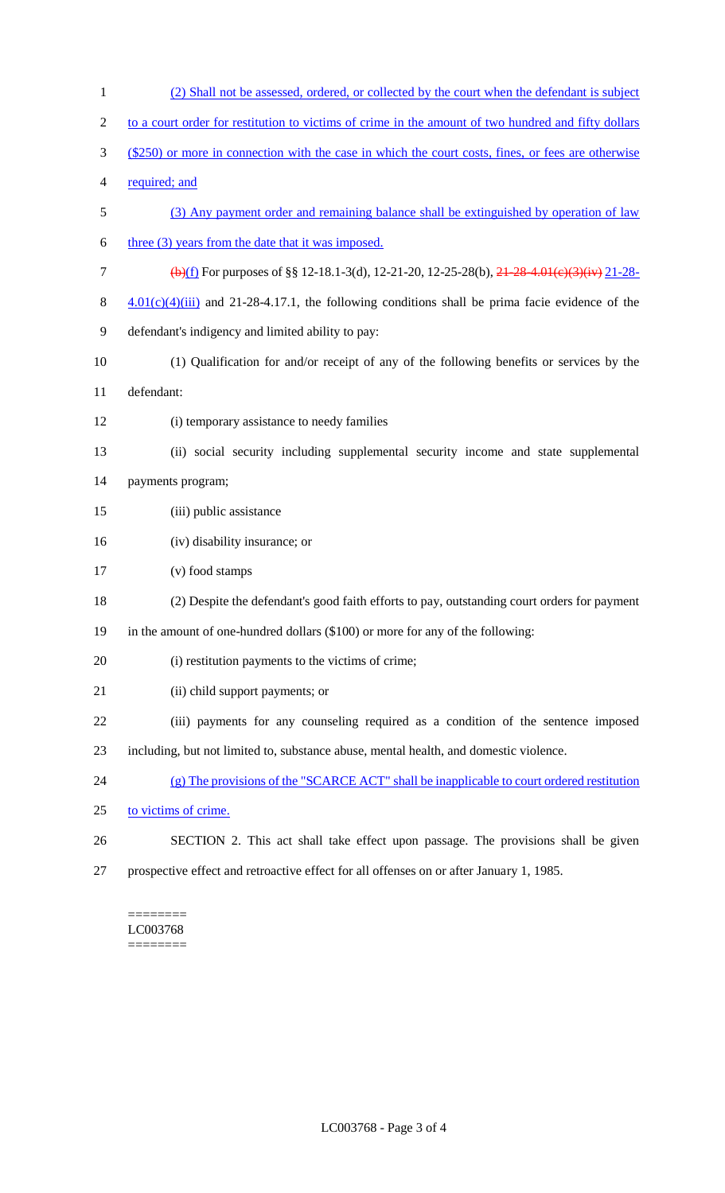(2) Shall not be assessed, ordered, or collected by the court when the defendant is subject to a court order for restitution to victims of crime in the amount of two hundred and fifty dollars ($250) or more in connection with the case in which the court costs, fines, or fees are otherwise required; and

(3) Any payment order and remaining balance shall be extinguished by operation of law three (3) years from the date that it was imposed.

~~(b)~~(f) For purposes of §§ 12-18.1-3(d), 12-21-20, 12-25-28(b), ~~21-28-4.01(c)(3)(iv)~~ 21-28-4.01(c)(4)(iii) and 21-28-4.17.1, the following conditions shall be prima facie evidence of the defendant's indigency and limited ability to pay:

(1) Qualification for and/or receipt of any of the following benefits or services by the defendant:

(i) temporary assistance to needy families

(ii) social security including supplemental security income and state supplemental payments program;

(iii) public assistance

(iv) disability insurance; or

(v) food stamps

(2) Despite the defendant's good faith efforts to pay, outstanding court orders for payment in the amount of one-hundred dollars ($100) or more for any of the following:

(i) restitution payments to the victims of crime;

(ii) child support payments; or

(iii) payments for any counseling required as a condition of the sentence imposed including, but not limited to, substance abuse, mental health, and domestic violence.

(g) The provisions of the "SCARCE ACT" shall be inapplicable to court ordered restitution to victims of crime.

SECTION 2. This act shall take effect upon passage. The provisions shall be given prospective effect and retroactive effect for all offenses on or after January 1, 1985.

========
LC003768
========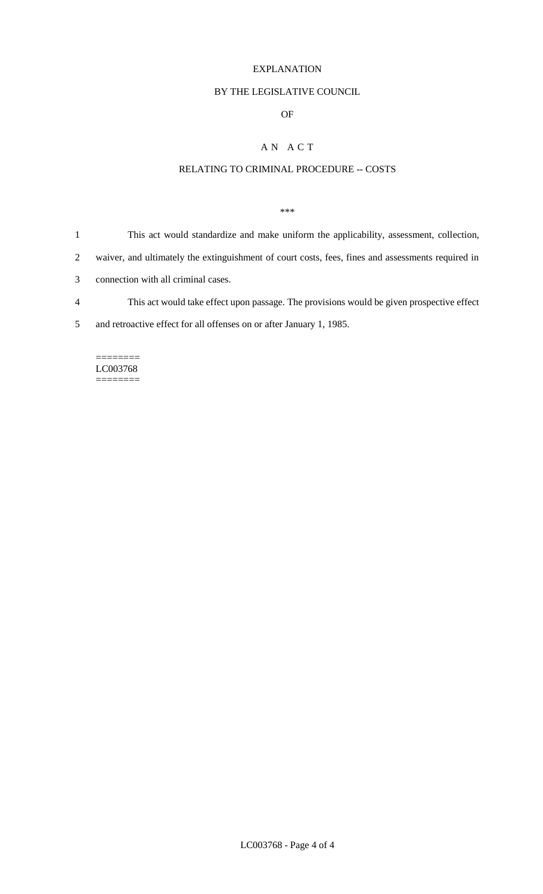EXPLANATION

BY THE LEGISLATIVE COUNCIL

OF

A N A C T

RELATING TO CRIMINAL PROCEDURE -- COSTS

\*\*\*

This act would standardize and make uniform the applicability, assessment, collection, waiver, and ultimately the extinguishment of court costs, fees, fines and assessments required in connection with all criminal cases.

This act would take effect upon passage. The provisions would be given prospective effect and retroactive effect for all offenses on or after January 1, 1985.

========
LC003768
========